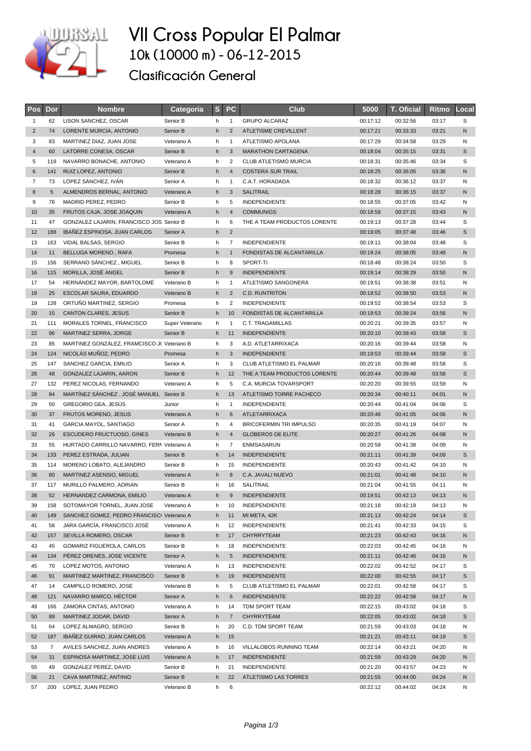# VII Cross Popular El Palmar

## 10k (10000 m) - 06-12-2015

## Clasificación General

| Pos | Dor | Nombre | Categoria | S | PC | Club | 5000 | T. Oficial | Ritmo | Local |
|---|---|---|---|---|---|---|---|---|---|---|
| 1 | 62 | LISON SANCHEZ, OSCAR | Senior B | h | 1 | GRUPO ALCARAZ | 00:17:12 | 00:32:56 | 03:17 | S |
| 2 | 74 | LORENTE MURCIA, ANTONIO | Senior B | h | 2 | ATLETISME CREVILLENT | 00:17:21 | 00:33:33 | 03:21 | N |
| 3 | 83 | MARTINEZ DIAZ, JUAN JOSE | Veterano A | h | 1 | ATLETISMO APOLANA | 00:17:29 | 00:34:58 | 03:29 | N |
| 4 | 60 | LATORRE CONESA, OSCAR | Senior B | h | 3 | MARATHON CARTAGENA | 00:18:04 | 00:35:15 | 03:31 | S |
| 5 | 119 | NAVARRO BONACHE, ANTONIO | Veterano A | h | 2 | CLUB ATLETISMO MURCIA | 00:18:31 | 00:35:46 | 03:34 | S |
| 6 | 141 | RUIZ LOPEZ, ANTONIO | Senior B | h | 4 | COSTERA SUR TRAIL | 00:18:25 | 00:36:05 | 03:36 | N |
| 7 | 73 | LÓPEZ SÁNCHEZ, IVÁN | Senior A | h | 1 | C.A.T. HORADADA | 00:18:32 | 00:36:12 | 03:37 | N |
| 8 | 5 | ALMENDROS BERNAL, ANTONIO | Veterano A | h | 3 | SALITRAIL | 00:18:28 | 00:36:15 | 03:37 | N |
| 9 | 76 | MADRID PEREZ, PEDRO | Senior B | h | 5 | INDEPENDIENTE | 00:18:55 | 00:37:05 | 03:42 | N |
| 10 | 35 | FRUTOS CAJA, JOSE JOAQUIN | Veterano A | h | 4 | COMMUNIGS | 00:18:58 | 00:37:15 | 03:43 | N |
| 11 | 47 | GONZALEZ LAJARIN, FRANCISCO JOS | Senior B | h | 6 | THE A TEAM PRODUCTOS LORENTE | 00:19:13 | 00:37:28 | 03:44 | S |
| 12 | 188 | IBAÑEZ ESPINOSA, JUAN CARLOS | Senior A | h | 2 | | 00:19:05 | 00:37:48 | 03:46 | S |
| 13 | 163 | VIDAL BALSAS, SERGIO | Senior B | h | 7 | INDEPENDIENTE | 00:19:11 | 00:38:04 | 03:48 | S |
| 14 | 11 | BELLUGA MORENO , RAFA | Promesa | h | 1 | FONDISTAS DE ALCANTARILLA | 00:19:24 | 00:38:05 | 03:48 | N |
| 15 | 156 | SERRANO SÁNCHEZ , MIGUEL | Senior B | h | 8 | SPORT-TI | 00:18:48 | 00:38:24 | 03:50 | S |
| 16 | 115 | MORILLA, JOSÉ ANGEL | Senior B | h | 9 | INDEPENDIENTE | 00:19:14 | 00:38:29 | 03:50 | N |
| 17 | 54 | HERNÁNDEZ MAYOR, BARTOLOMÉ | Veterano B | h | 1 | ATLETISMO SANGONERA | 00:19:51 | 00:38:38 | 03:51 | N |
| 18 | 25 | ESCOLAR SAURA, EDUARDO | Veterano B | h | 2 | C.D. RUNTRITON | 00:19:52 | 00:38:50 | 03:53 | N |
| 19 | 128 | ORTUÑO MARTINEZ, SERGIO | Promesa | h | 2 | INDEPENDIENTE | 00:19:52 | 00:38:54 | 03:53 | S |
| 20 | 15 | CANTON CLARES, JESUS | Senior B | h | 10 | FONDISTAS DE ALCANTARILLA | 00:19:53 | 00:39:24 | 03:56 | N |
| 21 | 111 | MORALES TORNEL, FRANCISCO | Super Veterano | h | 1 | C.T. TRAGAMILLAS | 00:20:21 | 00:39:35 | 03:57 | N |
| 22 | 96 | MARTINEZ SERRA, JORGE | Senior B | h | 11 | INDEPENDIENTE | 00:20:10 | 00:39:43 | 03:58 | S |
| 23 | 85 | MARTINEZ GONZÁLEZ, FRAMCISCO J( | Veterano B | h | 3 | A.D. ATLETARRIXACA | 00:20:16 | 00:39:44 | 03:58 | N |
| 24 | 124 | NICOLÁS MUÑOZ, PEDRO | Promesa | h | 3 | INDEPENDIENTE | 00:19:53 | 00:39:44 | 03:58 | S |
| 25 | 147 | SANCHEZ GARCIA, EMILIO | Senior A | h | 3 | CLUB ATLETISMO EL PALMAR | 00:20:16 | 00:39:48 | 03:58 | S |
| 26 | 48 | GONZALEZ LAJARIN, AARON | Senior B | h | 12 | THE A TEAM PRODUCTOS LORENTE | 00:20:44 | 00:39:48 | 03:58 | S |
| 27 | 132 | PEREZ NICOLAS, FERNANDO | Veterano A | h | 5 | C.A. MURCIA TOVARSPORT | 00:20:20 | 00:39:55 | 03:59 | N |
| 28 | 94 | MARTÍNEZ SÁNCHEZ , JOSÉ MANUEL | Senior B | h | 13 | ATLETISMO TORRE PACHECO | 00:20:34 | 00:40:11 | 04:01 | N |
| 29 | 50 | GREGORIO GEA, JESÚS | Junior | h | 1 | INDEPENDIENTE | 00:20:44 | 00:41:04 | 04:06 | S |
| 30 | 37 | FRUTOS MORENO, JESUS | Veterano A | h | 6 | ATLETARRIXACA | 00:20:46 | 00:41:05 | 04:06 | N |
| 31 | 41 | GARCIA MAYOL, SANTIAGO | Senior A | h | 4 | BRICOFERMIN TRI IMPULSO | 00:20:35 | 00:41:19 | 04:07 | N |
| 32 | 26 | ESCUDERO FRUCTUOSO, GINES | Veterano B | h | 4 | GLOBEROS DE ELITE | 00:20:27 | 00:41:26 | 04:08 | N |
| 33 | 55 | HURTADO CARRILLO NAVARRO, FERN | Veterano A | h | 7 | ENMSASARUN | 00:20:58 | 00:41:38 | 04:09 | N |
| 34 | 133 | PEREZ ESTRADA, JULIAN | Senior B | h | 14 | INDEPENDIENTE | 00:21:11 | 00:41:39 | 04:09 | S |
| 35 | 114 | MORENO LOBATO, ALEJANDRO | Senior B | h | 15 | INDEPENDIENTE | 00:20:43 | 00:41:42 | 04:10 | N |
| 36 | 80 | MARTINEZ ASENSIO, MIGUEL | Veterano A | h | 8 | C.A. JAVALI NUEVO | 00:21:01 | 00:41:48 | 04:10 | N |
| 37 | 117 | MURILLO PALMERO, ADRIAN | Senior B | h | 16 | SALITRAIL | 00:21:04 | 00:41:55 | 04:11 | N |
| 38 | 52 | HERNANDEZ CARMONA, EMILIO | Veterano A | h | 9 | INDEPENDIENTE | 00:19:51 | 00:42:13 | 04:13 | N |
| 39 | 158 | SOTOMAYOR TORNEL, JUAN JOSE | Veterano A | h | 10 | INDEPENDIENTE | 00:21:18 | 00:42:19 | 04:13 | N |
| 40 | 149 | SANCHEZ GOMEZ, PEDRO FRANCISC( | Veterano A | h | 11 | MI META, 42K | 00:21:13 | 00:42:24 | 04:14 | S |
| 41 | 58 | JARA GARCÍA, FRANCISCO JOSÉ | Veterano A | h | 12 | INDEPENDIENTE | 00:21:41 | 00:42:33 | 04:15 | S |
| 42 | 157 | SEVILLA ROMERO, OSCAR | Senior B | h | 17 | CHYRRYTEAM | 00:21:23 | 00:42:43 | 04:16 | N |
| 43 | 45 | GOMARIZ FIGUEROLA, CARLOS | Senior B | h | 18 | INDEPENDIENTE | 00:22:03 | 00:42:45 | 04:16 | N |
| 44 | 134 | PÉREZ ORENES, JOSE VICENTE | Senior A | h | 5 | INDEPENDIENTE | 00:21:11 | 00:42:46 | 04:16 | N |
| 45 | 70 | LOPEZ MOTOS, ANTONIO | Veterano A | h | 13 | INDEPENDIENTE | 00:22:02 | 00:42:52 | 04:17 | S |
| 46 | 91 | MARTINEZ MARTINEZ, FRANCISCO | Senior B | h | 19 | INDEPENDIENTE | 00:22:00 | 00:42:55 | 04:17 | S |
| 47 | 14 | CAMPILLO ROMERO, JOSE | Veterano B | h | 5 | CLUB ATLETISMO EL PALMAR | 00:22:01 | 00:42:58 | 04:17 | S |
| 48 | 121 | NAVARRO MARCO, HÉCTOR | Senior A | h | 6 | INDEPENDIENTE | 00:22:22 | 00:42:58 | 04:17 | N |
| 49 | 166 | ZAMORA CINTAS, ANTONIO | Veterano A | h | 14 | TDM SPORT TEAM | 00:22:15 | 00:43:02 | 04:18 | S |
| 50 | 89 | MARTINEZ JODAR, DAVID | Senior A | h | 7 | CHYRRYTEAM | 00:22:05 | 00:43:02 | 04:18 | S |
| 51 | 64 | LOPEZ ALMAGRO, SERGIO | Senior B | h | 20 | C.D. TDM SPORT TEAM | 00:21:59 | 00:43:03 | 04:18 | N |
| 52 | 187 | IBAÑEZ GUIRAO, JUAN CARLOS | Veterano A | h | 15 | | 00:21:21 | 00:43:11 | 04:19 | S |
| 53 | 7 | AVILES SANCHEZ, JUAN ANDRES | Veterano A | h | 16 | VILLALOBOS RUNNING TEAM | 00:22:14 | 00:43:21 | 04:20 | N |
| 54 | 31 | ESPINOSA MARTINEZ, JOSE LUIS | Veterano A | h | 17 | INDEPENDIENTE | 00:21:59 | 00:43:29 | 04:20 | N |
| 55 | 49 | GONZALEZ PEREZ, DAVID | Senior B | h | 21 | INDEPENDIENTE | 00:21:20 | 00:43:57 | 04:23 | N |
| 56 | 21 | CAVA MARTINEZ, ANTINIO | Senior B | h | 22 | ATLETISMO LAS TORRES | 00:21:55 | 00:44:00 | 04:24 | N |
| 57 | 200 | LOPEZ, JUAN PEDRO | Veterano B | h | 6 | | 00:22:12 | 00:44:02 | 04:24 | N |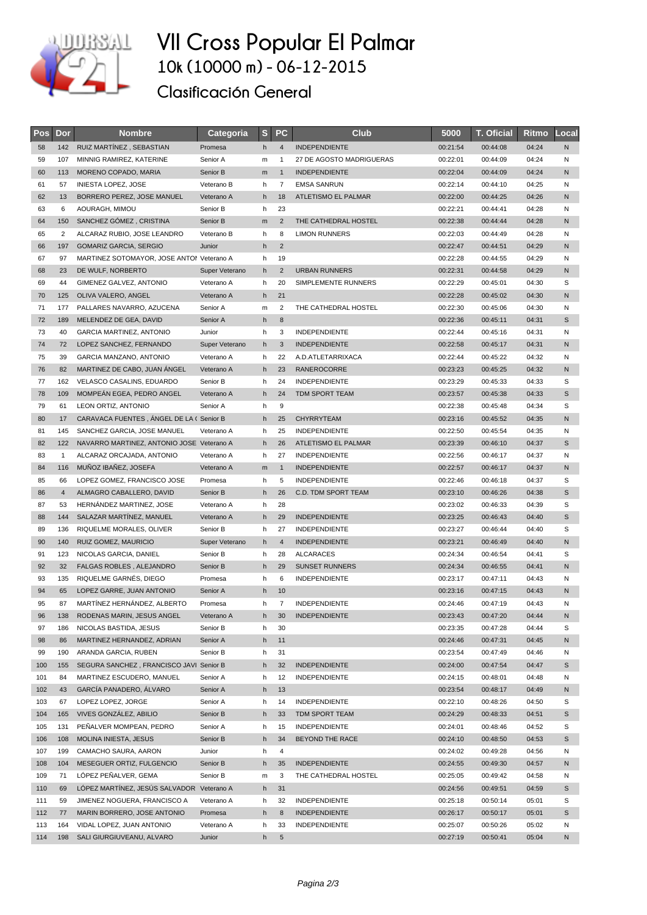# VII Cross Popular El Palmar

## 10k (10000 m) - 06-12-2015

## Clasificación General

| Pos | Dor | Nombre | Categoria | S | PC | Club | 5000 | T. Oficial | Ritmo | Local |
|---|---|---|---|---|---|---|---|---|---|---|
| 58 | 142 | RUIZ MARTÍNEZ , SEBASTIAN | Promesa | h | 4 | INDEPENDIENTE | 00:21:54 | 00:44:08 | 04:24 | N |
| 59 | 107 | MINNIG RAMIREZ, KATERINE | Senior A | m | 1 | 27 DE AGOSTO MADRIGUERAS | 00:22:01 | 00:44:09 | 04:24 | N |
| 60 | 113 | MORENO COPADO, MARIA | Senior B | m | 1 | INDEPENDIENTE | 00:22:04 | 00:44:09 | 04:24 | N |
| 61 | 57 | INIESTA LOPEZ, JOSE | Veterano B | h | 7 | EMSA SANRUN | 00:22:14 | 00:44:10 | 04:25 | N |
| 62 | 13 | BORRERO PEREZ, JOSE MANUEL | Veterano A | h | 18 | ATLETISMO EL PALMAR | 00:22:00 | 00:44:25 | 04:26 | N |
| 63 | 6 | AOURAGH, MIMOU | Senior B | h | 23 | | 00:22:21 | 00:44:41 | 04:28 | N |
| 64 | 150 | SANCHEZ GÓMEZ , CRISTINA | Senior B | m | 2 | THE CATHEDRAL HOSTEL | 00:22:38 | 00:44:44 | 04:28 | N |
| 65 | 2 | ALCARAZ RUBIO, JOSE LEANDRO | Veterano B | h | 8 | LIMON RUNNERS | 00:22:03 | 00:44:49 | 04:28 | N |
| 66 | 197 | GOMARIZ GARCIA, SERGIO | Junior | h | 2 | | 00:22:47 | 00:44:51 | 04:29 | N |
| 67 | 97 | MARTINEZ SOTOMAYOR, JOSE ANTOI | Veterano A | h | 19 | | 00:22:28 | 00:44:55 | 04:29 | N |
| 68 | 23 | DE WULF, NORBERTO | Super Veterano | h | 2 | URBAN RUNNERS | 00:22:31 | 00:44:58 | 04:29 | N |
| 69 | 44 | GIMENEZ GALVEZ, ANTONIO | Veterano A | h | 20 | SIMPLEMENTE RUNNERS | 00:22:29 | 00:45:01 | 04:30 | S |
| 70 | 125 | OLIVA VALERO, ANGEL | Veterano A | h | 21 | | 00:22:28 | 00:45:02 | 04:30 | N |
| 71 | 177 | PALLARES NAVARRO, AZUCENA | Senior A | m | 2 | THE CATHEDRAL HOSTEL | 00:22:30 | 00:45:06 | 04:30 | N |
| 72 | 189 | MELENDEZ DE GEA, DAVID | Senior A | h | 8 | | 00:22:36 | 00:45:11 | 04:31 | S |
| 73 | 40 | GARCIA MARTINEZ, ANTONIO | Junior | h | 3 | INDEPENDIENTE | 00:22:44 | 00:45:16 | 04:31 | N |
| 74 | 72 | LOPEZ SANCHEZ, FERNANDO | Super Veterano | h | 3 | INDEPENDIENTE | 00:22:58 | 00:45:17 | 04:31 | N |
| 75 | 39 | GARCIA MANZANO, ANTONIO | Veterano A | h | 22 | A.D.ATLETARRIXACA | 00:22:44 | 00:45:22 | 04:32 | N |
| 76 | 82 | MARTINEZ DE CABO, JUAN ÁNGEL | Veterano A | h | 23 | RANEROCORRE | 00:23:23 | 00:45:25 | 04:32 | N |
| 77 | 162 | VELASCO CASALINS, EDUARDO | Senior B | h | 24 | INDEPENDIENTE | 00:23:29 | 00:45:33 | 04:33 | S |
| 78 | 109 | MOMPEÁN EGEA, PEDRO ANGEL | Veterano A | h | 24 | TDM SPORT TEAM | 00:23:57 | 00:45:38 | 04:33 | S |
| 79 | 61 | LEON ORTIZ, ANTONIO | Senior A | h | 9 | | 00:22:38 | 00:45:48 | 04:34 | S |
| 80 | 17 | CARAVACA FUENTES , ÁNGEL DE LA ( | Senior B | h | 25 | CHYRRYTEAM | 00:23:16 | 00:45:52 | 04:35 | N |
| 81 | 145 | SANCHEZ GARCIA, JOSE MANUEL | Veterano A | h | 25 | INDEPENDIENTE | 00:22:50 | 00:45:54 | 04:35 | N |
| 82 | 122 | NAVARRO MARTINEZ, ANTONIO JOSE | Veterano A | h | 26 | ATLETISMO EL PALMAR | 00:23:39 | 00:46:10 | 04:37 | S |
| 83 | 1 | ALCARAZ ORCAJADA, ANTONIO | Veterano A | h | 27 | INDEPENDIENTE | 00:22:56 | 00:46:17 | 04:37 | N |
| 84 | 116 | MUÑOZ IBAÑEZ, JOSEFA | Veterano A | m | 1 | INDEPENDIENTE | 00:22:57 | 00:46:17 | 04:37 | N |
| 85 | 66 | LOPEZ GOMEZ, FRANCISCO JOSE | Promesa | h | 5 | INDEPENDIENTE | 00:22:46 | 00:46:18 | 04:37 | S |
| 86 | 4 | ALMAGRO CABALLERO, DAVID | Senior B | h | 26 | C.D. TDM SPORT TEAM | 00:23:10 | 00:46:26 | 04:38 | S |
| 87 | 53 | HERNÁNDEZ MARTINEZ, JOSE | Veterano A | h | 28 | | 00:23:02 | 00:46:33 | 04:39 | S |
| 88 | 144 | SALAZAR MARTÍNEZ, MANUEL | Veterano A | h | 29 | INDEPENDIENTE | 00:23:25 | 00:46:43 | 04:40 | S |
| 89 | 136 | RIQUELME MORALES, OLIVER | Senior B | h | 27 | INDEPENDIENTE | 00:23:27 | 00:46:44 | 04:40 | S |
| 90 | 140 | RUIZ GOMEZ, MAURICIO | Super Veterano | h | 4 | INDEPENDIENTE | 00:23:21 | 00:46:49 | 04:40 | N |
| 91 | 123 | NICOLAS GARCIA, DANIEL | Senior B | h | 28 | ALCARACES | 00:24:34 | 00:46:54 | 04:41 | S |
| 92 | 32 | FALGAS ROBLES , ALEJANDRO | Senior B | h | 29 | SUNSET RUNNERS | 00:24:34 | 00:46:55 | 04:41 | N |
| 93 | 135 | RIQUELME GARNÉS, DIEGO | Promesa | h | 6 | INDEPENDIENTE | 00:23:17 | 00:47:11 | 04:43 | N |
| 94 | 65 | LOPEZ GARRE, JUAN ANTONIO | Senior A | h | 10 | | 00:23:16 | 00:47:15 | 04:43 | N |
| 95 | 87 | MARTÍNEZ HERNÁNDEZ, ALBERTO | Promesa | h | 7 | INDEPENDIENTE | 00:24:46 | 00:47:19 | 04:43 | N |
| 96 | 138 | RODENAS MARIN, JESUS ANGEL | Veterano A | h | 30 | INDEPENDIENTE | 00:23:43 | 00:47:20 | 04:44 | N |
| 97 | 186 | NICOLAS BASTIDA, JESUS | Senior B | h | 30 | | 00:23:35 | 00:47:28 | 04:44 | S |
| 98 | 86 | MARTINEZ HERNANDEZ, ADRIAN | Senior A | h | 11 | | 00:24:46 | 00:47:31 | 04:45 | N |
| 99 | 190 | ARANDA GARCIA, RUBEN | Senior B | h | 31 | | 00:23:54 | 00:47:49 | 04:46 | N |
| 100 | 155 | SEGURA SANCHEZ , FRANCISCO JAVI | Senior B | h | 32 | INDEPENDIENTE | 00:24:00 | 00:47:54 | 04:47 | S |
| 101 | 84 | MARTINEZ ESCUDERO, MANUEL | Senior A | h | 12 | INDEPENDIENTE | 00:24:15 | 00:48:01 | 04:48 | N |
| 102 | 43 | GARCÍA PANADERO, ÁLVARO | Senior A | h | 13 | | 00:23:54 | 00:48:17 | 04:49 | N |
| 103 | 67 | LOPEZ LOPEZ, JORGE | Senior A | h | 14 | INDEPENDIENTE | 00:22:10 | 00:48:26 | 04:50 | S |
| 104 | 165 | VIVES GONZÁLEZ, ABILIO | Senior B | h | 33 | TDM SPORT TEAM | 00:24:29 | 00:48:33 | 04:51 | S |
| 105 | 131 | PEÑALVER MOMPEAN, PEDRO | Senior A | h | 15 | INDEPENDIENTE | 00:24:01 | 00:48:46 | 04:52 | S |
| 106 | 108 | MOLINA INIESTA, JESUS | Senior B | h | 34 | BEYOND THE RACE | 00:24:10 | 00:48:50 | 04:53 | S |
| 107 | 199 | CAMACHO SAURA, AARON | Junior | h | 4 | | 00:24:02 | 00:49:28 | 04:56 | N |
| 108 | 104 | MESEGUER ORTIZ, FULGENCIO | Senior B | h | 35 | INDEPENDIENTE | 00:24:55 | 00:49:30 | 04:57 | N |
| 109 | 71 | LÓPEZ PEÑALVER, GEMA | Senior B | m | 3 | THE CATHEDRAL HOSTEL | 00:25:05 | 00:49:42 | 04:58 | N |
| 110 | 69 | LÓPEZ MARTÍNEZ, JESÚS SALVADOR | Veterano A | h | 31 | | 00:24:56 | 00:49:51 | 04:59 | S |
| 111 | 59 | JIMENEZ NOGUERA, FRANCISCO A | Veterano A | h | 32 | INDEPENDIENTE | 00:25:18 | 00:50:14 | 05:01 | S |
| 112 | 77 | MARIN BORRERO, JOSE ANTONIO | Promesa | h | 8 | INDEPENDIENTE | 00:26:17 | 00:50:17 | 05:01 | S |
| 113 | 164 | VIDAL LOPEZ, JUAN ANTONIO | Veterano A | h | 33 | INDEPENDIENTE | 00:25:07 | 00:50:26 | 05:02 | N |
| 114 | 198 | SALI GIURGIUVEANU, ALVARO | Junior | h | 5 | | 00:27:19 | 00:50:41 | 05:04 | N |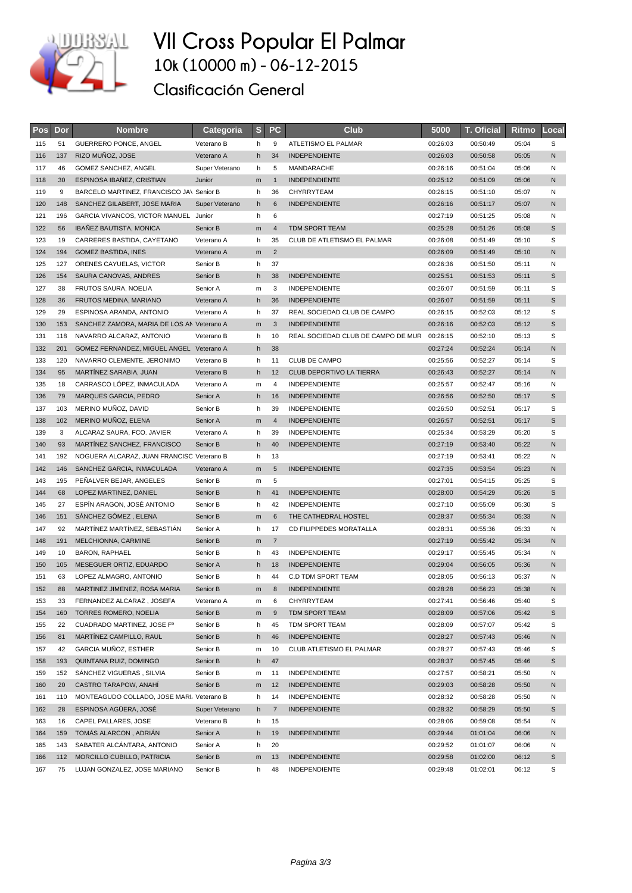# VII Cross Popular El Palmar

## 10k (10000 m) - 06-12-2015

## Clasificación General

| Pos | Dor | Nombre | Categoria | S | PC | Club | 5000 | T. Oficial | Ritmo | Local |
|---|---|---|---|---|---|---|---|---|---|---|
| 115 | 51 | GUERRERO PONCE, ANGEL | Veterano B | h | 9 | ATLETISMO EL PALMAR | 00:26:03 | 00:50:49 | 05:04 | S |
| 116 | 137 | RIZO MUÑOZ, JOSE | Veterano A | h | 34 | INDEPENDIENTE | 00:26:03 | 00:50:58 | 05:05 | N |
| 117 | 46 | GOMEZ SANCHEZ, ANGEL | Super Veterano | h | 5 | MANDARACHE | 00:26:16 | 00:51:04 | 05:06 | N |
| 118 | 30 | ESPINOSA IBAÑEZ, CRISTIAN | Junior | m | 1 | INDEPENDIENTE | 00:25:12 | 00:51:09 | 05:06 | N |
| 119 | 9 | BARCELO MARTINEZ, FRANCISCO JA\ | Senior B | h | 36 | CHYRRYTEAM | 00:26:15 | 00:51:10 | 05:07 | N |
| 120 | 148 | SANCHEZ GILABERT, JOSE MARIA | Super Veterano | h | 6 | INDEPENDIENTE | 00:26:16 | 00:51:17 | 05:07 | N |
| 121 | 196 | GARCIA VIVANCOS, VICTOR MANUEL | Junior | h | 6 | | 00:27:19 | 00:51:25 | 05:08 | N |
| 122 | 56 | IBAÑEZ BAUTISTA, MONICA | Senior B | m | 4 | TDM SPORT TEAM | 00:25:28 | 00:51:26 | 05:08 | S |
| 123 | 19 | CARRERES BASTIDA, CAYETANO | Veterano A | h | 35 | CLUB DE ATLETISMO EL PALMAR | 00:26:08 | 00:51:49 | 05:10 | S |
| 124 | 194 | GOMEZ BASTIDA, INES | Veterano A | m | 2 | | 00:26:09 | 00:51:49 | 05:10 | N |
| 125 | 127 | ORENES CAYUELAS, VICTOR | Senior B | h | 37 | | 00:26:36 | 00:51:50 | 05:11 | N |
| 126 | 154 | SAURA CANOVAS, ANDRES | Senior B | h | 38 | INDEPENDIENTE | 00:25:51 | 00:51:53 | 05:11 | S |
| 127 | 38 | FRUTOS SAURA, NOELIA | Senior A | m | 3 | INDEPENDIENTE | 00:26:07 | 00:51:59 | 05:11 | S |
| 128 | 36 | FRUTOS MEDINA, MARIANO | Veterano A | h | 36 | INDEPENDIENTE | 00:26:07 | 00:51:59 | 05:11 | S |
| 129 | 29 | ESPINOSA ARANDA, ANTONIO | Veterano A | h | 37 | REAL SOCIEDAD CLUB DE CAMPO | 00:26:15 | 00:52:03 | 05:12 | S |
| 130 | 153 | SANCHEZ ZAMORA, MARIA DE LOS AN | Veterano A | m | 3 | INDEPENDIENTE | 00:26:16 | 00:52:03 | 05:12 | S |
| 131 | 118 | NAVARRO ALCARAZ, ANTONIO | Veterano B | h | 10 | REAL SOCIEDAD CLUB DE CAMPO DE MUR | 00:26:15 | 00:52:10 | 05:13 | S |
| 132 | 201 | GOMEZ FERNANDEZ, MIGUEL ANGEL | Veterano A | h | 38 | | 00:27:24 | 00:52:24 | 05:14 | N |
| 133 | 120 | NAVARRO CLEMENTE, JERONIMO | Veterano B | h | 11 | CLUB DE CAMPO | 00:25:56 | 00:52:27 | 05:14 | S |
| 134 | 95 | MARTÍNEZ SARABIA, JUAN | Veterano B | h | 12 | CLUB DEPORTIVO LA TIERRA | 00:26:43 | 00:52:27 | 05:14 | N |
| 135 | 18 | CARRASCO LÓPEZ, INMACULADA | Veterano A | m | 4 | INDEPENDIENTE | 00:25:57 | 00:52:47 | 05:16 | N |
| 136 | 79 | MARQUES GARCIA, PEDRO | Senior A | h | 16 | INDEPENDIENTE | 00:26:56 | 00:52:50 | 05:17 | S |
| 137 | 103 | MERINO MUÑOZ, DAVID | Senior B | h | 39 | INDEPENDIENTE | 00:26:50 | 00:52:51 | 05:17 | S |
| 138 | 102 | MERINO MUÑOZ, ELENA | Senior A | m | 4 | INDEPENDIENTE | 00:26:57 | 00:52:51 | 05:17 | S |
| 139 | 3 | ALCARAZ SAURA, FCO. JAVIER | Veterano A | h | 39 | INDEPENDIENTE | 00:25:34 | 00:53:29 | 05:20 | S |
| 140 | 93 | MARTÍNEZ SANCHEZ, FRANCISCO | Senior B | h | 40 | INDEPENDIENTE | 00:27:19 | 00:53:40 | 05:22 | N |
| 141 | 192 | NOGUERA ALCARAZ, JUAN FRANCISC | Veterano B | h | 13 | | 00:27:19 | 00:53:41 | 05:22 | N |
| 142 | 146 | SANCHEZ GARCIA, INMACULADA | Veterano A | m | 5 | INDEPENDIENTE | 00:27:35 | 00:53:54 | 05:23 | N |
| 143 | 195 | PEÑALVER BEJAR, ANGELES | Senior B | m | 5 | | 00:27:01 | 00:54:15 | 05:25 | S |
| 144 | 68 | LOPEZ MARTINEZ, DANIEL | Senior B | h | 41 | INDEPENDIENTE | 00:28:00 | 00:54:29 | 05:26 | S |
| 145 | 27 | ESPÍN ARAGON, JOSÉ ANTONIO | Senior B | h | 42 | INDEPENDIENTE | 00:27:10 | 00:55:09 | 05:30 | S |
| 146 | 151 | SÁNCHEZ GÓMEZ , ELENA | Senior B | m | 6 | THE CATHEDRAL HOSTEL | 00:28:37 | 00:55:34 | 05:33 | N |
| 147 | 92 | MARTÍNEZ MARTÍNEZ, SEBASTIÁN | Senior A | h | 17 | CD FILIPPEDES MORATALLA | 00:28:31 | 00:55:36 | 05:33 | N |
| 148 | 191 | MELCHIONNA, CARMINE | Senior B | m | 7 | | 00:27:19 | 00:55:42 | 05:34 | N |
| 149 | 10 | BARON, RAPHAEL | Senior B | h | 43 | INDEPENDIENTE | 00:29:17 | 00:55:45 | 05:34 | N |
| 150 | 105 | MESEGUER ORTIZ, EDUARDO | Senior A | h | 18 | INDEPENDIENTE | 00:29:04 | 00:56:05 | 05:36 | N |
| 151 | 63 | LOPEZ ALMAGRO, ANTONIO | Senior B | h | 44 | C.D TDM SPORT TEAM | 00:28:05 | 00:56:13 | 05:37 | N |
| 152 | 88 | MARTINEZ JIMENEZ, ROSA MARIA | Senior B | m | 8 | INDEPENDIENTE | 00:28:28 | 00:56:23 | 05:38 | N |
| 153 | 33 | FERNANDEZ ALCARAZ , JOSEFA | Veterano A | m | 6 | CHYRRYTEAM | 00:27:41 | 00:56:46 | 05:40 | S |
| 154 | 160 | TORRES ROMERO, NOELIA | Senior B | m | 9 | TDM SPORT TEAM | 00:28:09 | 00:57:06 | 05:42 | S |
| 155 | 22 | CUADRADO MARTINEZ, JOSE Fº | Senior B | h | 45 | TDM SPORT TEAM | 00:28:09 | 00:57:07 | 05:42 | S |
| 156 | 81 | MARTÍNEZ CAMPILLO, RAUL | Senior B | h | 46 | INDEPENDIENTE | 00:28:27 | 00:57:43 | 05:46 | N |
| 157 | 42 | GARCIA MUÑOZ, ESTHER | Senior B | m | 10 | CLUB ATLETISMO EL PALMAR | 00:28:27 | 00:57:43 | 05:46 | S |
| 158 | 193 | QUINTANA RUIZ, DOMINGO | Senior B | h | 47 | | 00:28:37 | 00:57:45 | 05:46 | S |
| 159 | 152 | SÁNCHEZ VIGUERAS , SILVIA | Senior B | m | 11 | INDEPENDIENTE | 00:27:57 | 00:58:21 | 05:50 | N |
| 160 | 20 | CASTRO TARAPOW, ANAHÍ | Senior B | m | 12 | INDEPENDIENTE | 00:29:03 | 00:58:28 | 05:50 | N |
| 161 | 110 | MONTEAGUDO COLLADO, JOSE MARI. | Veterano B | h | 14 | INDEPENDIENTE | 00:28:32 | 00:58:28 | 05:50 | N |
| 162 | 28 | ESPINOSA AGÜERA, JOSÉ | Super Veterano | h | 7 | INDEPENDIENTE | 00:28:32 | 00:58:29 | 05:50 | S |
| 163 | 16 | CAPEL PALLARES, JOSE | Veterano B | h | 15 | | 00:28:06 | 00:59:08 | 05:54 | N |
| 164 | 159 | TOMÁS ALARCON , ADRIÁN | Senior A | h | 19 | INDEPENDIENTE | 00:29:44 | 01:01:04 | 06:06 | N |
| 165 | 143 | SABATER ALCÁNTARA, ANTONIO | Senior A | h | 20 | | 00:29:52 | 01:01:07 | 06:06 | N |
| 166 | 112 | MORCILLO CUBILLO, PATRICIA | Senior B | m | 13 | INDEPENDIENTE | 00:29:58 | 01:02:00 | 06:12 | S |
| 167 | 75 | LUJAN GONZALEZ, JOSE MARIANO | Senior B | h | 48 | INDEPENDIENTE | 00:29:48 | 01:02:01 | 06:12 | S |